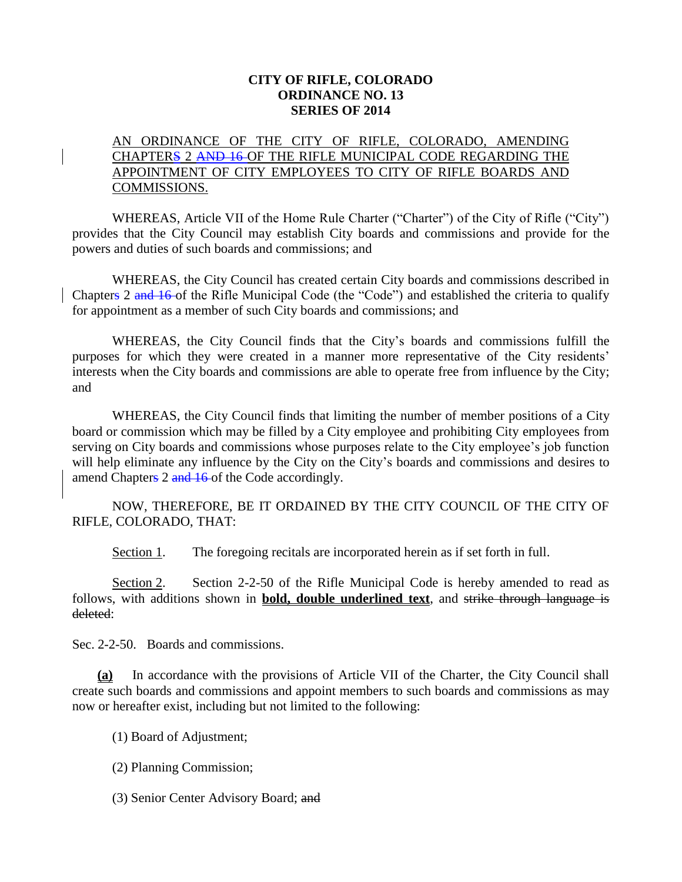**CITY OF RIFLE, COLORADO**
**ORDINANCE NO. 13**
**SERIES OF 2014**

AN ORDINANCE OF THE CITY OF RIFLE, COLORADO, AMENDING CHAPTER~~S~~ 2 ~~AND 16~~ OF THE RIFLE MUNICIPAL CODE REGARDING THE APPOINTMENT OF CITY EMPLOYEES TO CITY OF RIFLE BOARDS AND COMMISSIONS.

WHEREAS, Article VII of the Home Rule Charter ("Charter") of the City of Rifle ("City") provides that the City Council may establish City boards and commissions and provide for the powers and duties of such boards and commissions; and

WHEREAS, the City Council has created certain City boards and commissions described in Chapter~~s~~ 2 ~~and 16~~ of the Rifle Municipal Code (the "Code") and established the criteria to qualify for appointment as a member of such City boards and commissions; and

WHEREAS, the City Council finds that the City's boards and commissions fulfill the purposes for which they were created in a manner more representative of the City residents' interests when the City boards and commissions are able to operate free from influence by the City; and

WHEREAS, the City Council finds that limiting the number of member positions of a City board or commission which may be filled by a City employee and prohibiting City employees from serving on City boards and commissions whose purposes relate to the City employee's job function will help eliminate any influence by the City on the City's boards and commissions and desires to amend Chapter~~s~~ 2 ~~and 16~~ of the Code accordingly.

NOW, THEREFORE, BE IT ORDAINED BY THE CITY COUNCIL OF THE CITY OF RIFLE, COLORADO, THAT:

Section 1. The foregoing recitals are incorporated herein as if set forth in full.

Section 2. Section 2-2-50 of the Rifle Municipal Code is hereby amended to read as follows, with additions shown in **bold, double underlined text**, and ~~strike through language is deleted~~:

Sec. 2-2-50. Boards and commissions.

**(a)** In accordance with the provisions of Article VII of the Charter, the City Council shall create such boards and commissions and appoint members to such boards and commissions as may now or hereafter exist, including but not limited to the following:

(1) Board of Adjustment;

(2) Planning Commission;

(3) Senior Center Advisory Board; ~~and~~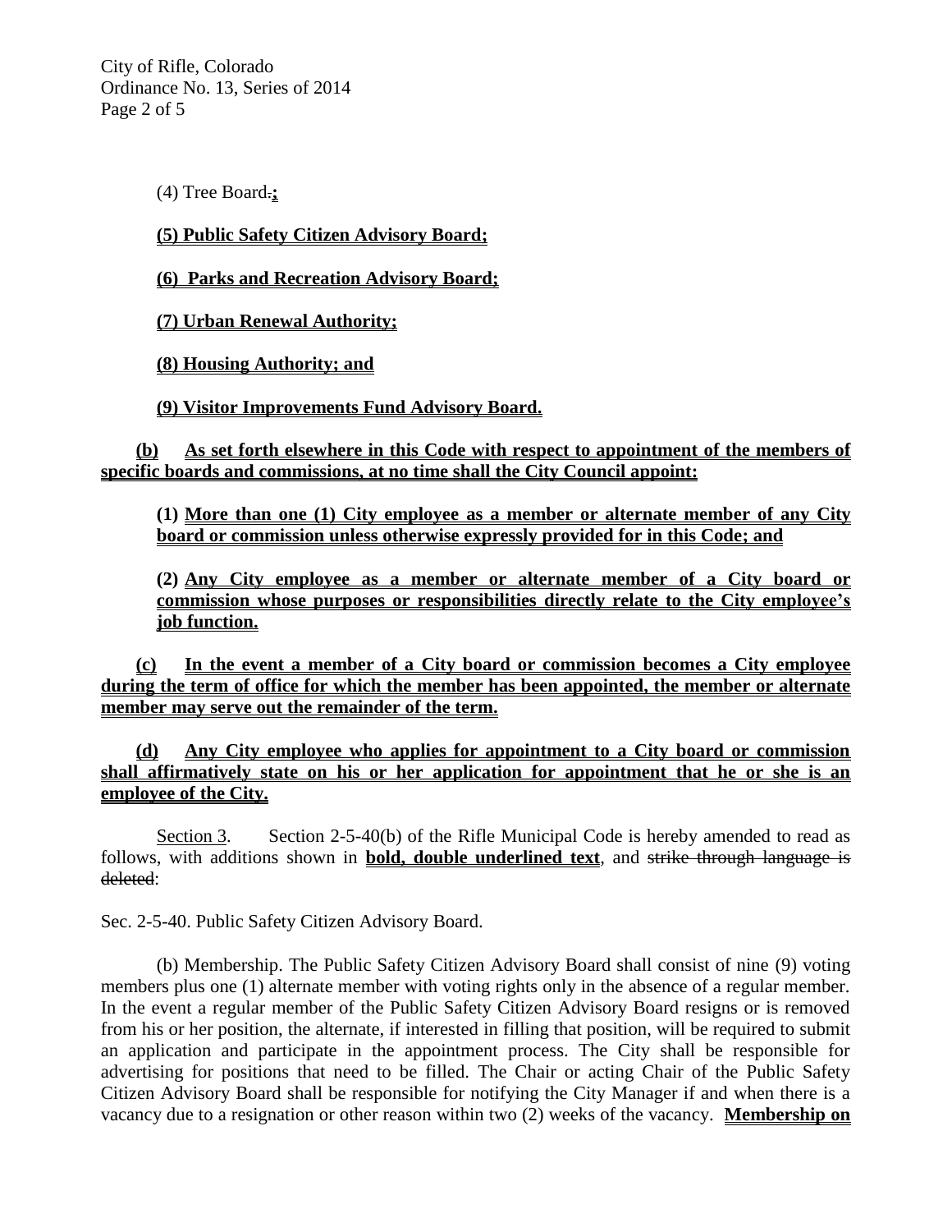(4) Tree Board~~.~~**;**

**(5) Public Safety Citizen Advisory Board;**

**(6) Parks and Recreation Advisory Board;**

**(7) Urban Renewal Authority;**

**(8) Housing Authority; and**

**(9) Visitor Improvements Fund Advisory Board.**

**(b) As set forth elsewhere in this Code with respect to appointment of the members of specific boards and commissions, at no time shall the City Council appoint:**

**(1) More than one (1) City employee as a member or alternate member of any City board or commission unless otherwise expressly provided for in this Code; and**

**(2) Any City employee as a member or alternate member of a City board or commission whose purposes or responsibilities directly relate to the City employee's job function.**

**(c) In the event a member of a City board or commission becomes a City employee during the term of office for which the member has been appointed, the member or alternate member may serve out the remainder of the term.**

**(d) Any City employee who applies for appointment to a City board or commission shall affirmatively state on his or her application for appointment that he or she is an employee of the City.**

Section 3. Section 2-5-40(b) of the Rifle Municipal Code is hereby amended to read as follows, with additions shown in **bold, double underlined text**, and ~~strike through language is deleted~~:

Sec. 2-5-40. Public Safety Citizen Advisory Board.

(b) Membership. The Public Safety Citizen Advisory Board shall consist of nine (9) voting members plus one (1) alternate member with voting rights only in the absence of a regular member. In the event a regular member of the Public Safety Citizen Advisory Board resigns or is removed from his or her position, the alternate, if interested in filling that position, will be required to submit an application and participate in the appointment process. The City shall be responsible for advertising for positions that need to be filled. The Chair or acting Chair of the Public Safety Citizen Advisory Board shall be responsible for notifying the City Manager if and when there is a vacancy due to a resignation or other reason within two (2) weeks of the vacancy. **Membership on**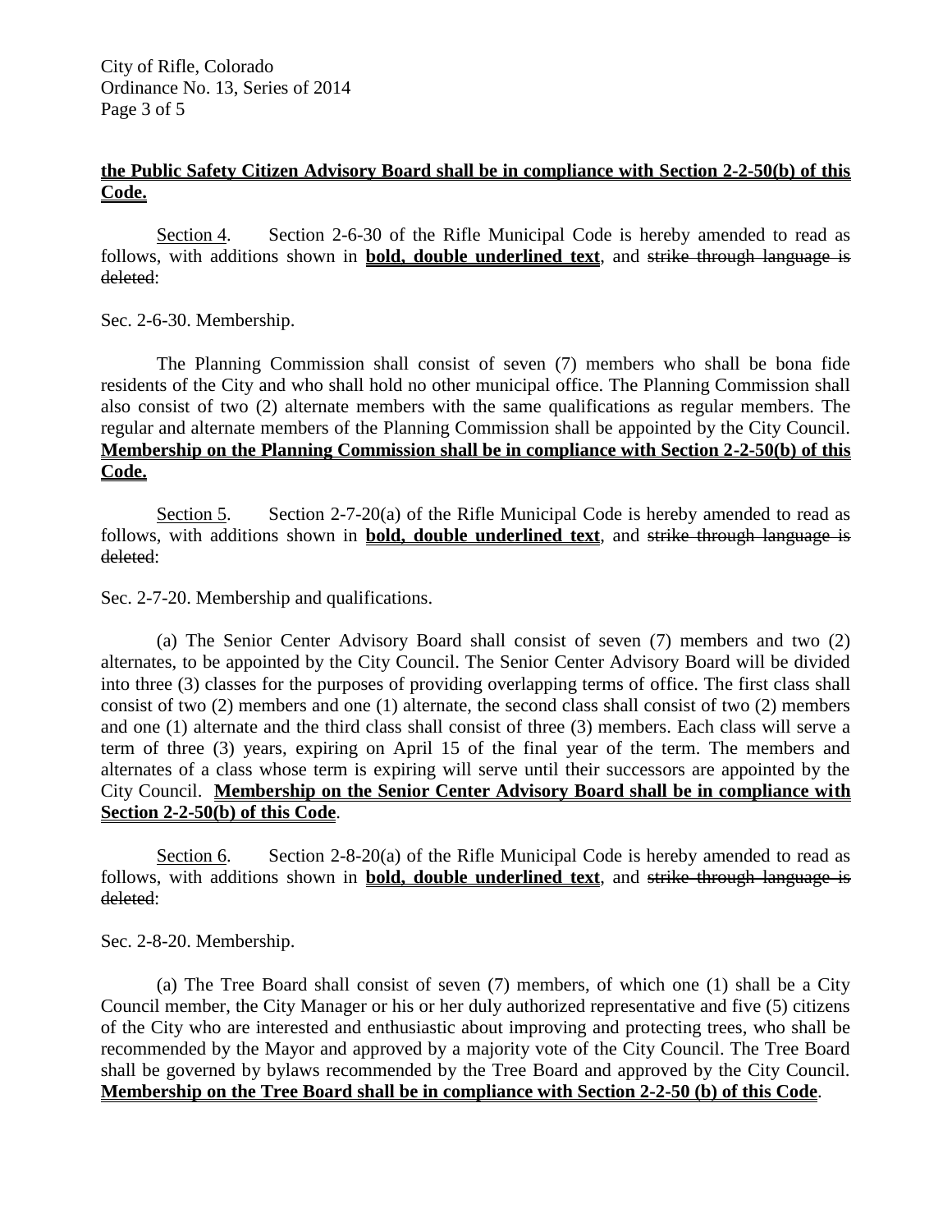**the Public Safety Citizen Advisory Board shall be in compliance with Section 2-2-50(b) of this Code.**

Section 4. Section 2-6-30 of the Rifle Municipal Code is hereby amended to read as follows, with additions shown in **bold, double underlined text**, and ~~strike through language is deleted~~:

Sec. 2-6-30. Membership.

The Planning Commission shall consist of seven (7) members who shall be bona fide residents of the City and who shall hold no other municipal office. The Planning Commission shall also consist of two (2) alternate members with the same qualifications as regular members. The regular and alternate members of the Planning Commission shall be appointed by the City Council. **Membership on the Planning Commission shall be in compliance with Section 2-2-50(b) of this Code.**

Section 5. Section 2-7-20(a) of the Rifle Municipal Code is hereby amended to read as follows, with additions shown in **bold, double underlined text**, and ~~strike through language is deleted~~:

Sec. 2-7-20. Membership and qualifications.

(a) The Senior Center Advisory Board shall consist of seven (7) members and two (2) alternates, to be appointed by the City Council. The Senior Center Advisory Board will be divided into three (3) classes for the purposes of providing overlapping terms of office. The first class shall consist of two (2) members and one (1) alternate, the second class shall consist of two (2) members and one (1) alternate and the third class shall consist of three (3) members. Each class will serve a term of three (3) years, expiring on April 15 of the final year of the term. The members and alternates of a class whose term is expiring will serve until their successors are appointed by the City Council. **Membership on the Senior Center Advisory Board shall be in compliance with Section 2-2-50(b) of this Code**.

Section 6. Section 2-8-20(a) of the Rifle Municipal Code is hereby amended to read as follows, with additions shown in **bold, double underlined text**, and ~~strike through language is deleted~~:

Sec. 2-8-20. Membership.

(a) The Tree Board shall consist of seven (7) members, of which one (1) shall be a City Council member, the City Manager or his or her duly authorized representative and five (5) citizens of the City who are interested and enthusiastic about improving and protecting trees, who shall be recommended by the Mayor and approved by a majority vote of the City Council. The Tree Board shall be governed by bylaws recommended by the Tree Board and approved by the City Council. **Membership on the Tree Board shall be in compliance with Section 2-2-50 (b) of this Code**.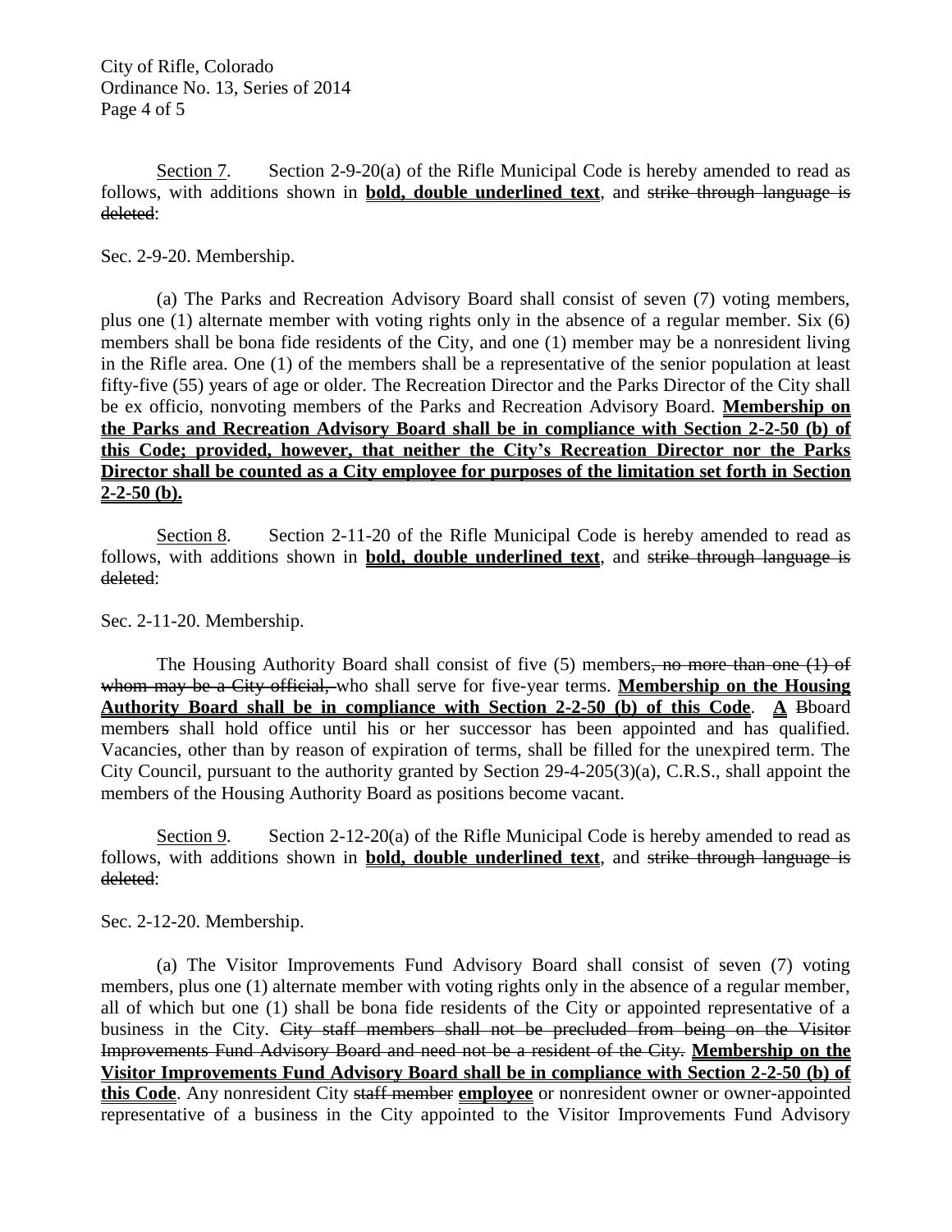Section 7. Section 2-9-20(a) of the Rifle Municipal Code is hereby amended to read as follows, with additions shown in **<u>bold, double underlined text</u>**, and ~~strike through language is deleted~~:

Sec. 2-9-20. Membership.

(a) The Parks and Recreation Advisory Board shall consist of seven (7) voting members, plus one (1) alternate member with voting rights only in the absence of a regular member. Six (6) members shall be bona fide residents of the City, and one (1) member may be a nonresident living in the Rifle area. One (1) of the members shall be a representative of the senior population at least fifty-five (55) years of age or older. The Recreation Director and the Parks Director of the City shall be ex officio, nonvoting members of the Parks and Recreation Advisory Board. **<u>Membership on the Parks and Recreation Advisory Board shall be in compliance with Section 2-2-50 (b) of this Code; provided, however, that neither the City's Recreation Director nor the Parks Director shall be counted as a City employee for purposes of the limitation set forth in Section 2-2-50 (b).</u>**

Section 8. Section 2-11-20 of the Rifle Municipal Code is hereby amended to read as follows, with additions shown in **<u>bold, double underlined text</u>**, and ~~strike through language is deleted~~:

Sec. 2-11-20. Membership.

The Housing Authority Board shall consist of five (5) members~~, no more than one (1) of whom may be a City official,~~ who shall serve for five-year terms. **<u>Membership on the Housing Authority Board shall be in compliance with Section 2-2-50 (b) of this Code</u>**. **<u>A</u>** ~~B~~board member~~s~~ shall hold office until his or her successor has been appointed and has qualified. Vacancies, other than by reason of expiration of terms, shall be filled for the unexpired term. The City Council, pursuant to the authority granted by Section 29-4-205(3)(a), C.R.S., shall appoint the members of the Housing Authority Board as positions become vacant.

Section 9. Section 2-12-20(a) of the Rifle Municipal Code is hereby amended to read as follows, with additions shown in **<u>bold, double underlined text</u>**, and ~~strike through language is deleted~~:

Sec. 2-12-20. Membership.

(a) The Visitor Improvements Fund Advisory Board shall consist of seven (7) voting members, plus one (1) alternate member with voting rights only in the absence of a regular member, all of which but one (1) shall be bona fide residents of the City or appointed representative of a business in the City. ~~City staff members shall not be precluded from being on the Visitor Improvements Fund Advisory Board and need not be a resident of the City.~~ **<u>Membership on the Visitor Improvements Fund Advisory Board shall be in compliance with Section 2-2-50 (b) of this Code</u>**. Any nonresident City ~~staff member~~ **<u>employee</u>** or nonresident owner or owner-appointed representative of a business in the City appointed to the Visitor Improvements Fund Advisory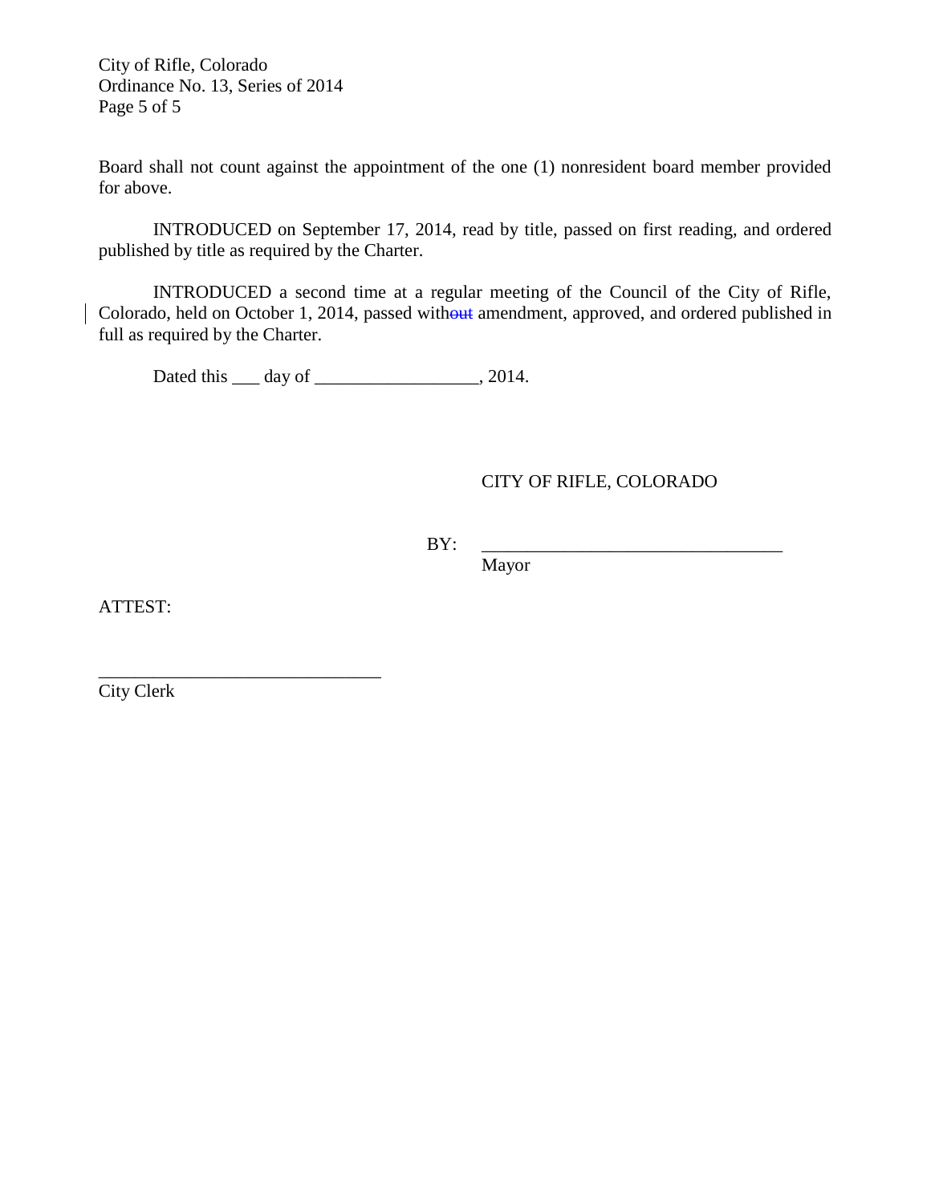Board shall not count against the appointment of the one (1) nonresident board member provided for above.

INTRODUCED on September 17, 2014, read by title, passed on first reading, and ordered published by title as required by the Charter.

INTRODUCED a second time at a regular meeting of the Council of the City of Rifle, Colorado, held on October 1, 2014, passed without amendment, approved, and ordered published in full as required by the Charter.

Dated this ___ day of __________________, 2014.

CITY OF RIFLE, COLORADO

BY: _________________________________
Mayor

ATTEST:

_______________________________
City Clerk